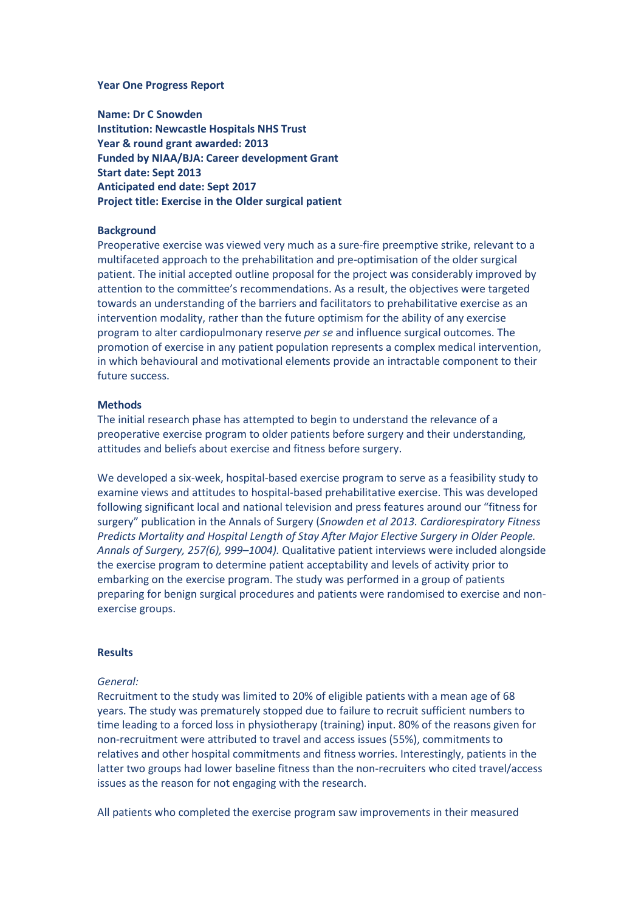**Year One Progress Report**

**Name: Dr C Snowden**
**Institution: Newcastle Hospitals NHS Trust**
**Year & round grant awarded: 2013**
**Funded by NIAA/BJA: Career development Grant**
**Start date: Sept 2013**
**Anticipated end date: Sept 2017**
**Project title: Exercise in the Older surgical patient**

**Background**

Preoperative exercise was viewed very much as a sure-fire preemptive strike, relevant to a multifaceted approach to the prehabilitation and pre-optimisation of the older surgical patient. The initial accepted outline proposal for the project was considerably improved by attention to the committee's recommendations. As a result, the objectives were targeted towards an understanding of the barriers and facilitators to prehabilitative exercise as an intervention modality, rather than the future optimism for the ability of any exercise program to alter cardiopulmonary reserve *per se* and influence surgical outcomes. The promotion of exercise in any patient population represents a complex medical intervention, in which behavioural and motivational elements provide an intractable component to their future success.

**Methods**

The initial research phase has attempted to begin to understand the relevance of a preoperative exercise program to older patients before surgery and their understanding, attitudes and beliefs about exercise and fitness before surgery.

We developed a six-week, hospital-based exercise program to serve as a feasibility study to examine views and attitudes to hospital-based prehabilitative exercise. This was developed following significant local and national television and press features around our "fitness for surgery" publication in the Annals of Surgery (*Snowden et al 2013. Cardiorespiratory Fitness Predicts Mortality and Hospital Length of Stay After Major Elective Surgery in Older People. Annals of Surgery, 257(6), 999–1004).* Qualitative patient interviews were included alongside the exercise program to determine patient acceptability and levels of activity prior to embarking on the exercise program. The study was performed in a group of patients preparing for benign surgical procedures and patients were randomised to exercise and non-exercise groups.

**Results**

*General:*

Recruitment to the study was limited to 20% of eligible patients with a mean age of 68 years. The study was prematurely stopped due to failure to recruit sufficient numbers to time leading to a forced loss in physiotherapy (training) input. 80% of the reasons given for non-recruitment were attributed to travel and access issues (55%), commitments to relatives and other hospital commitments and fitness worries. Interestingly, patients in the latter two groups had lower baseline fitness than the non-recruiters who cited travel/access issues as the reason for not engaging with the research.

All patients who completed the exercise program saw improvements in their measured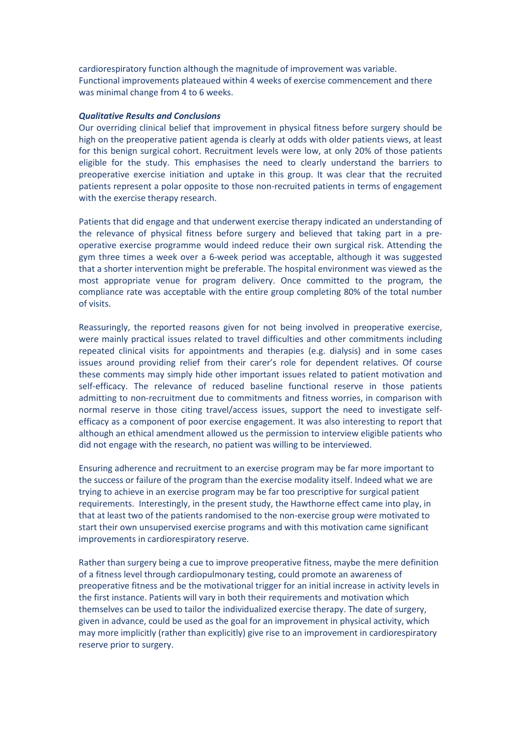cardiorespiratory function although the magnitude of improvement was variable. Functional improvements plateaued within 4 weeks of exercise commencement and there was minimal change from 4 to 6 weeks.

***Qualitative Results and Conclusions***

Our overriding clinical belief that improvement in physical fitness before surgery should be high on the preoperative patient agenda is clearly at odds with older patients views, at least for this benign surgical cohort. Recruitment levels were low, at only 20% of those patients eligible for the study. This emphasises the need to clearly understand the barriers to preoperative exercise initiation and uptake in this group. It was clear that the recruited patients represent a polar opposite to those non-recruited patients in terms of engagement with the exercise therapy research.

Patients that did engage and that underwent exercise therapy indicated an understanding of the relevance of physical fitness before surgery and believed that taking part in a pre-operative exercise programme would indeed reduce their own surgical risk. Attending the gym three times a week over a 6-week period was acceptable, although it was suggested that a shorter intervention might be preferable. The hospital environment was viewed as the most appropriate venue for program delivery. Once committed to the program, the compliance rate was acceptable with the entire group completing 80% of the total number of visits.

Reassuringly, the reported reasons given for not being involved in preoperative exercise, were mainly practical issues related to travel difficulties and other commitments including repeated clinical visits for appointments and therapies (e.g. dialysis) and in some cases issues around providing relief from their carer's role for dependent relatives. Of course these comments may simply hide other important issues related to patient motivation and self-efficacy. The relevance of reduced baseline functional reserve in those patients admitting to non-recruitment due to commitments and fitness worries, in comparison with normal reserve in those citing travel/access issues, support the need to investigate self-efficacy as a component of poor exercise engagement. It was also interesting to report that although an ethical amendment allowed us the permission to interview eligible patients who did not engage with the research, no patient was willing to be interviewed.

Ensuring adherence and recruitment to an exercise program may be far more important to the success or failure of the program than the exercise modality itself. Indeed what we are trying to achieve in an exercise program may be far too prescriptive for surgical patient requirements. Interestingly, in the present study, the Hawthorne effect came into play, in that at least two of the patients randomised to the non-exercise group were motivated to start their own unsupervised exercise programs and with this motivation came significant improvements in cardiorespiratory reserve.

Rather than surgery being a cue to improve preoperative fitness, maybe the mere definition of a fitness level through cardiopulmonary testing, could promote an awareness of preoperative fitness and be the motivational trigger for an initial increase in activity levels in the first instance. Patients will vary in both their requirements and motivation which themselves can be used to tailor the individualized exercise therapy. The date of surgery, given in advance, could be used as the goal for an improvement in physical activity, which may more implicitly (rather than explicitly) give rise to an improvement in cardiorespiratory reserve prior to surgery.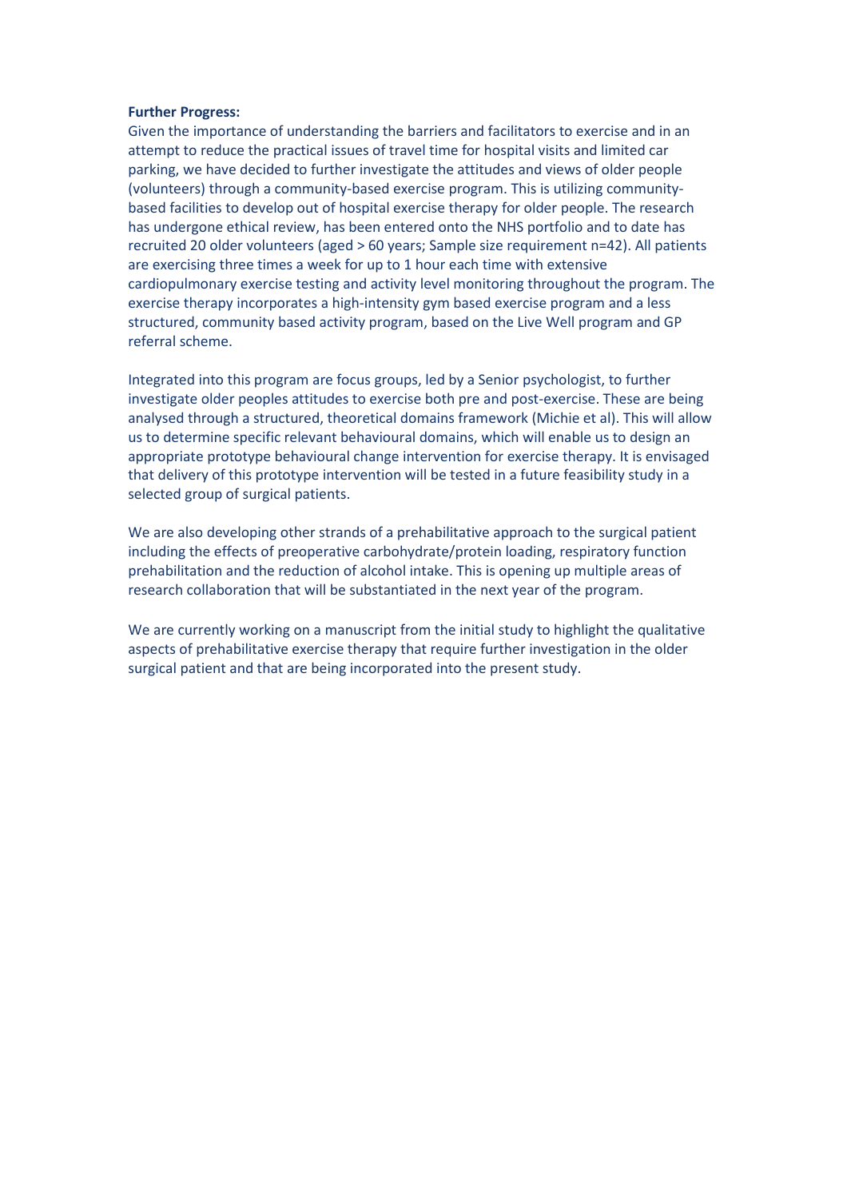**Further Progress:**

Given the importance of understanding the barriers and facilitators to exercise and in an attempt to reduce the practical issues of travel time for hospital visits and limited car parking, we have decided to further investigate the attitudes and views of older people (volunteers) through a community-based exercise program. This is utilizing community-based facilities to develop out of hospital exercise therapy for older people. The research has undergone ethical review, has been entered onto the NHS portfolio and to date has recruited 20 older volunteers (aged > 60 years; Sample size requirement n=42). All patients are exercising three times a week for up to 1 hour each time with extensive cardiopulmonary exercise testing and activity level monitoring throughout the program. The exercise therapy incorporates a high-intensity gym based exercise program and a less structured, community based activity program, based on the Live Well program and GP referral scheme.

Integrated into this program are focus groups, led by a Senior psychologist, to further investigate older peoples attitudes to exercise both pre and post-exercise. These are being analysed through a structured, theoretical domains framework (Michie et al). This will allow us to determine specific relevant behavioural domains, which will enable us to design an appropriate prototype behavioural change intervention for exercise therapy. It is envisaged that delivery of this prototype intervention will be tested in a future feasibility study in a selected group of surgical patients.

We are also developing other strands of a prehabilitative approach to the surgical patient including the effects of preoperative carbohydrate/protein loading, respiratory function prehabilitation and the reduction of alcohol intake. This is opening up multiple areas of research collaboration that will be substantiated in the next year of the program.

We are currently working on a manuscript from the initial study to highlight the qualitative aspects of prehabilitative exercise therapy that require further investigation in the older surgical patient and that are being incorporated into the present study.